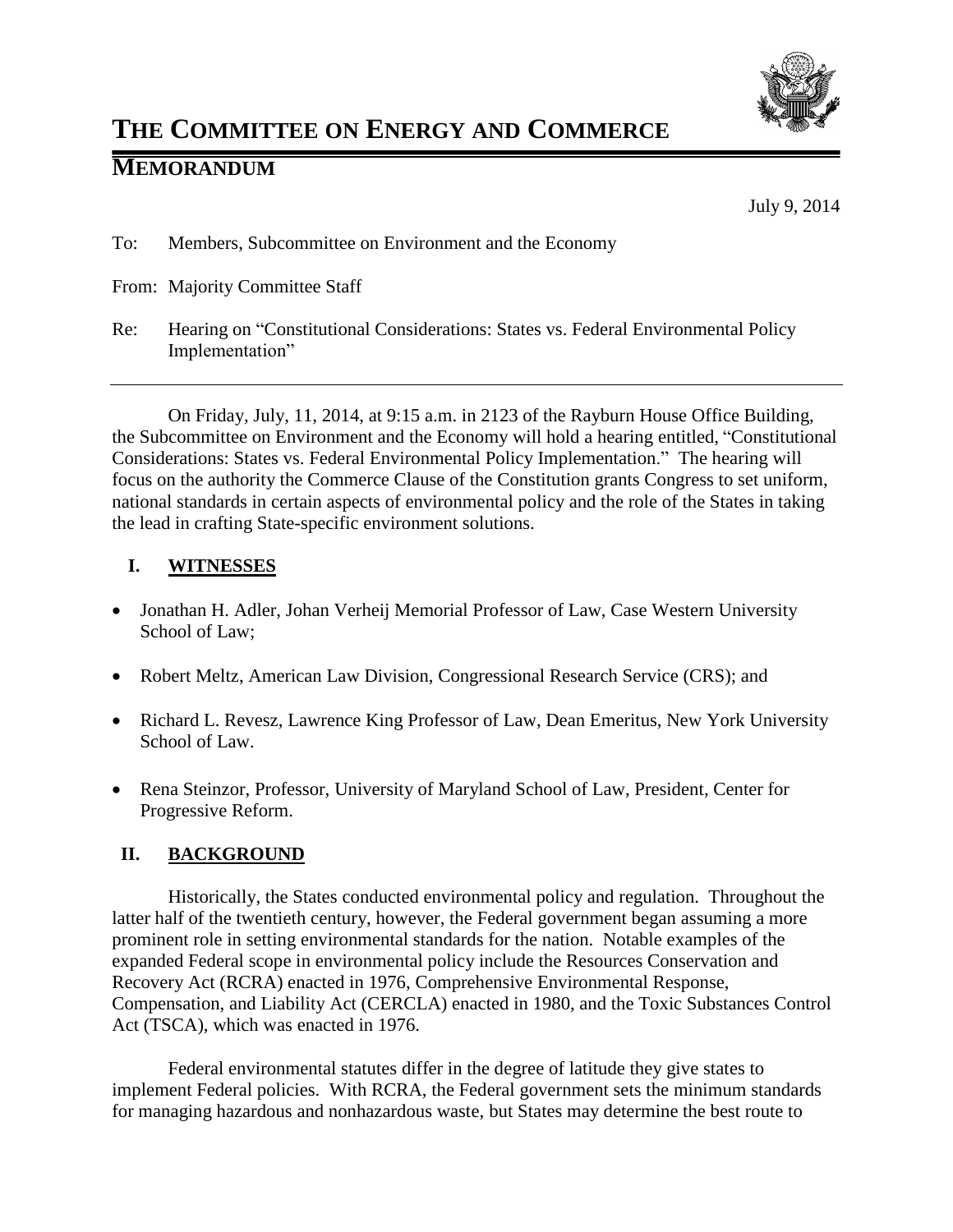# THE COMMITTEE ON ENERGY AND COMMERCE

## MEMORANDUM

July 9, 2014

To: Members, Subcommittee on Environment and the Economy

From: Majority Committee Staff

Re: Hearing on "Constitutional Considerations: States vs. Federal Environmental Policy Implementation"

---

On Friday, July, 11, 2014, at 9:15 a.m. in 2123 of the Rayburn House Office Building, the Subcommittee on Environment and the Economy will hold a hearing entitled, "Constitutional Considerations: States vs. Federal Environmental Policy Implementation." The hearing will focus on the authority the Commerce Clause of the Constitution grants Congress to set uniform, national standards in certain aspects of environmental policy and the role of the States in taking the lead in crafting State-specific environment solutions.

### I. WITNESSES

- Jonathan H. Adler, Johan Verheij Memorial Professor of Law, Case Western University School of Law;
- Robert Meltz, American Law Division, Congressional Research Service (CRS); and
- Richard L. Revesz, Lawrence King Professor of Law, Dean Emeritus, New York University School of Law.
- Rena Steinzor, Professor, University of Maryland School of Law, President, Center for Progressive Reform.

### II. BACKGROUND

Historically, the States conducted environmental policy and regulation. Throughout the latter half of the twentieth century, however, the Federal government began assuming a more prominent role in setting environmental standards for the nation. Notable examples of the expanded Federal scope in environmental policy include the Resources Conservation and Recovery Act (RCRA) enacted in 1976, Comprehensive Environmental Response, Compensation, and Liability Act (CERCLA) enacted in 1980, and the Toxic Substances Control Act (TSCA), which was enacted in 1976.

Federal environmental statutes differ in the degree of latitude they give states to implement Federal policies. With RCRA, the Federal government sets the minimum standards for managing hazardous and nonhazardous waste, but States may determine the best route to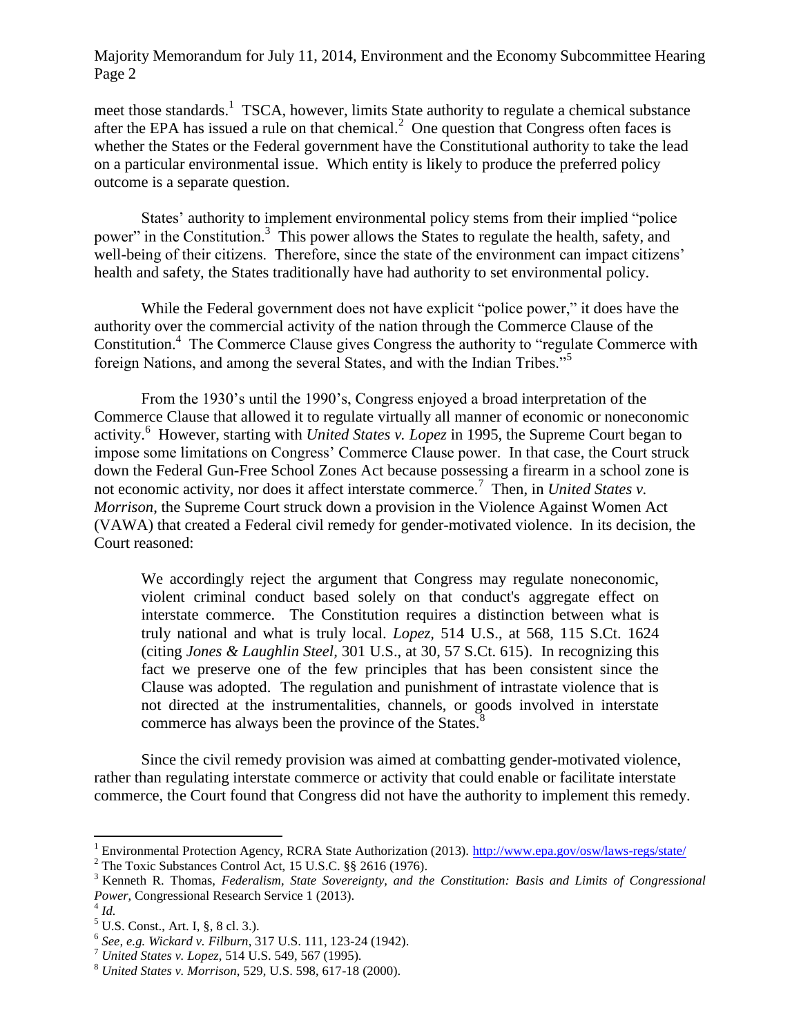meet those standards.[1] TSCA, however, limits State authority to regulate a chemical substance after the EPA has issued a rule on that chemical.[2] One question that Congress often faces is whether the States or the Federal government have the Constitutional authority to take the lead on a particular environmental issue. Which entity is likely to produce the preferred policy outcome is a separate question.

States' authority to implement environmental policy stems from their implied "police power" in the Constitution.[3] This power allows the States to regulate the health, safety, and well-being of their citizens. Therefore, since the state of the environment can impact citizens' health and safety, the States traditionally have had authority to set environmental policy.

While the Federal government does not have explicit "police power," it does have the authority over the commercial activity of the nation through the Commerce Clause of the Constitution.[4] The Commerce Clause gives Congress the authority to "regulate Commerce with foreign Nations, and among the several States, and with the Indian Tribes."[5]

From the 1930's until the 1990's, Congress enjoyed a broad interpretation of the Commerce Clause that allowed it to regulate virtually all manner of economic or noneconomic activity.[6] However, starting with *United States v. Lopez* in 1995, the Supreme Court began to impose some limitations on Congress' Commerce Clause power. In that case, the Court struck down the Federal Gun-Free School Zones Act because possessing a firearm in a school zone is not economic activity, nor does it affect interstate commerce.[7] Then, in *United States v. Morrison*, the Supreme Court struck down a provision in the Violence Against Women Act (VAWA) that created a Federal civil remedy for gender-motivated violence. In its decision, the Court reasoned:

> We accordingly reject the argument that Congress may regulate noneconomic, violent criminal conduct based solely on that conduct's aggregate effect on interstate commerce. The Constitution requires a distinction between what is truly national and what is truly local. *Lopez*, 514 U.S., at 568, 115 S.Ct. 1624 (citing *Jones & Laughlin Steel*, 301 U.S., at 30, 57 S.Ct. 615). In recognizing this fact we preserve one of the few principles that has been consistent since the Clause was adopted. The regulation and punishment of intrastate violence that is not directed at the instrumentalities, channels, or goods involved in interstate commerce has always been the province of the States.[8]

Since the civil remedy provision was aimed at combatting gender-motivated violence, rather than regulating interstate commerce or activity that could enable or facilitate interstate commerce, the Court found that Congress did not have the authority to implement this remedy.

---

[1] Environmental Protection Agency, RCRA State Authorization (2013). http://www.epa.gov/osw/laws-regs/state/

[2] The Toxic Substances Control Act, 15 U.S.C. §§ 2616 (1976).

[3] Kenneth R. Thomas, *Federalism, State Sovereignty, and the Constitution: Basis and Limits of Congressional Power*, Congressional Research Service 1 (2013).

[4] *Id.*

[5] U.S. Const., Art. I, §, 8 cl. 3.).

[6] *See, e.g. Wickard v. Filburn*, 317 U.S. 111, 123-24 (1942).

[7] *United States v. Lopez*, 514 U.S. 549, 567 (1995).

[8] *United States v. Morrison*, 529, U.S. 598, 617-18 (2000).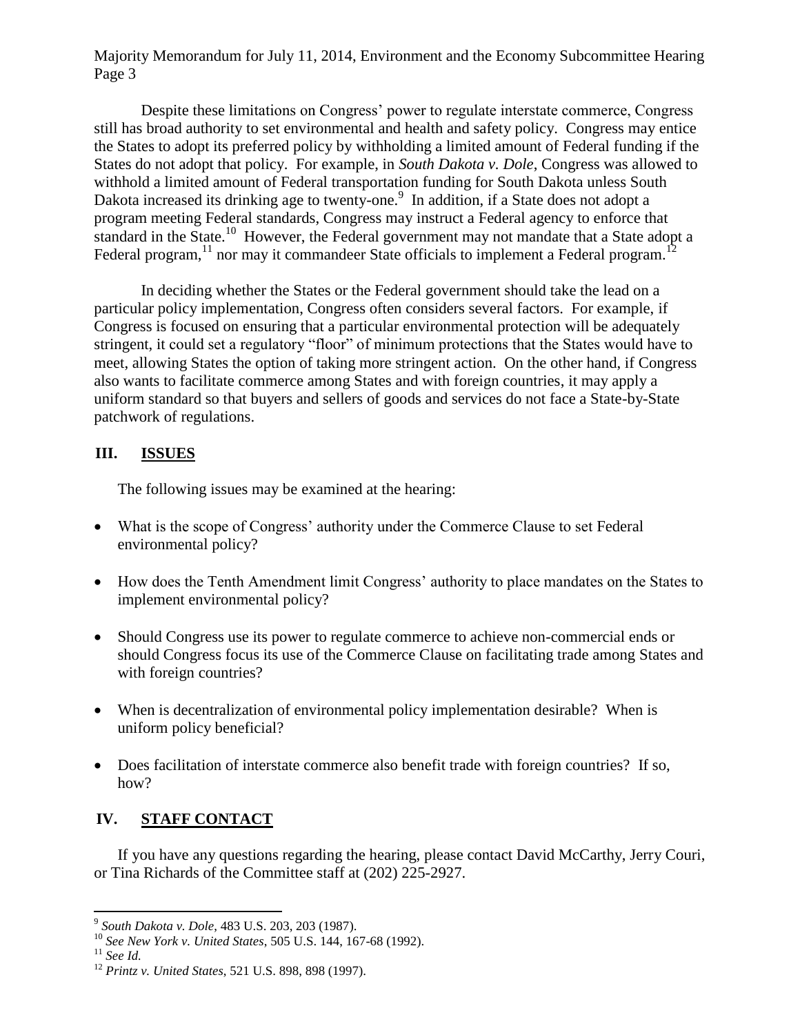Despite these limitations on Congress' power to regulate interstate commerce, Congress still has broad authority to set environmental and health and safety policy. Congress may entice the States to adopt its preferred policy by withholding a limited amount of Federal funding if the States do not adopt that policy. For example, in *South Dakota v. Dole*, Congress was allowed to withhold a limited amount of Federal transportation funding for South Dakota unless South Dakota increased its drinking age to twenty-one.[9] In addition, if a State does not adopt a program meeting Federal standards, Congress may instruct a Federal agency to enforce that standard in the State.[10] However, the Federal government may not mandate that a State adopt a Federal program,[11] nor may it commandeer State officials to implement a Federal program.[12]

In deciding whether the States or the Federal government should take the lead on a particular policy implementation, Congress often considers several factors. For example, if Congress is focused on ensuring that a particular environmental protection will be adequately stringent, it could set a regulatory "floor" of minimum protections that the States would have to meet, allowing States the option of taking more stringent action. On the other hand, if Congress also wants to facilitate commerce among States and with foreign countries, it may apply a uniform standard so that buyers and sellers of goods and services do not face a State-by-State patchwork of regulations.

## III. <u>ISSUES</u>

The following issues may be examined at the hearing:

- What is the scope of Congress' authority under the Commerce Clause to set Federal environmental policy?
- How does the Tenth Amendment limit Congress' authority to place mandates on the States to implement environmental policy?
- Should Congress use its power to regulate commerce to achieve non-commercial ends or should Congress focus its use of the Commerce Clause on facilitating trade among States and with foreign countries?
- When is decentralization of environmental policy implementation desirable? When is uniform policy beneficial?
- Does facilitation of interstate commerce also benefit trade with foreign countries? If so, how?

## IV. <u>STAFF CONTACT</u>

If you have any questions regarding the hearing, please contact David McCarthy, Jerry Couri, or Tina Richards of the Committee staff at (202) 225-2927.

---

[9] *South Dakota v. Dole*, 483 U.S. 203, 203 (1987).

[10] *See New York v. United States*, 505 U.S. 144, 167-68 (1992).

[11] *See Id.*

[12] *Printz v. United States*, 521 U.S. 898, 898 (1997).